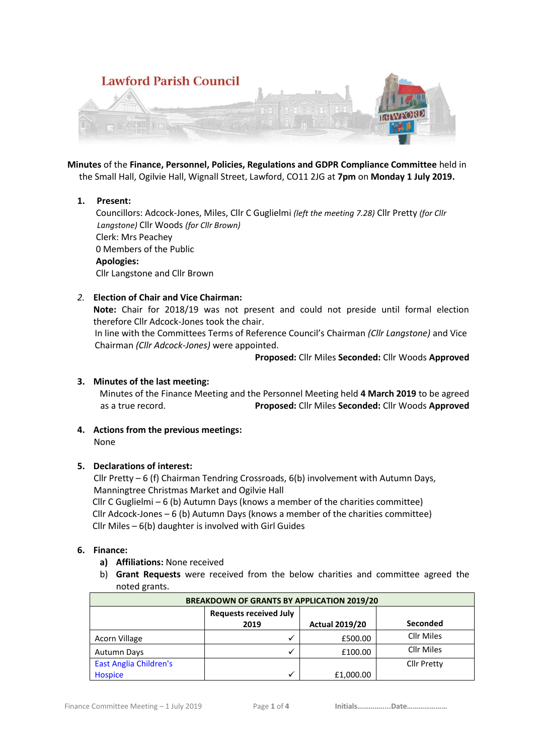# Lawford Parish Council

**Minutes** of the **Finance, Personnel, Policies, Regulations and GDPR Compliance Committee** held in the Small Hall, Ogilvie Hall, Wignall Street, Lawford, CO11 2JG at **7pm** on **Monday 1 July 2019.**

1. **Present:**
   Councillors: Adcock-Jones, Miles, Cllr C Guglielmi *(left the meeting 7.28)* Cllr Pretty *(for Cllr Langstone)* Cllr Woods *(for Cllr Brown)*
   Clerk: Mrs Peachey
   0 Members of the Public
   **Apologies:**
   Cllr Langstone and Cllr Brown

2. **Election of Chair and Vice Chairman:**
   **Note:** Chair for 2018/19 was not present and could not preside until formal election therefore Cllr Adcock-Jones took the chair.
   In line with the Committees Terms of Reference Council's Chairman *(Cllr Langstone)* and Vice Chairman *(Cllr Adcock-Jones)* were appointed.
   **Proposed:** Cllr Miles **Seconded:** Cllr Woods **Approved**

3. **Minutes of the last meeting:**
   Minutes of the Finance Meeting and the Personnel Meeting held **4 March 2019** to be agreed as a true record. **Proposed:** Cllr Miles **Seconded:** Cllr Woods **Approved**

4. **Actions from the previous meetings:**
   None

5. **Declarations of interest:**
   Cllr Pretty – 6 (f) Chairman Tendring Crossroads, 6(b) involvement with Autumn Days, Manningtree Christmas Market and Ogilvie Hall
   Cllr C Guglielmi – 6 (b) Autumn Days (knows a member of the charities committee)
   Cllr Adcock-Jones – 6 (b) Autumn Days (knows a member of the charities committee)
   Cllr Miles – 6(b) daughter is involved with Girl Guides

6. **Finance:**
   a) **Affiliations:** None received
   b) **Grant Requests** were received from the below charities and committee agreed the noted grants.

| BREAKDOWN OF GRANTS BY APPLICATION 2019/20 | | | |
|---|---|---|---|
| | Requests received July 2019 | Actual 2019/20 | Seconded |
| Acorn Village | ✓ | £500.00 | Cllr Miles |
| Autumn Days | ✓ | £100.00 | Cllr Miles |
| East Anglia Children's Hospice | ✓ | £1,000.00 | Cllr Pretty |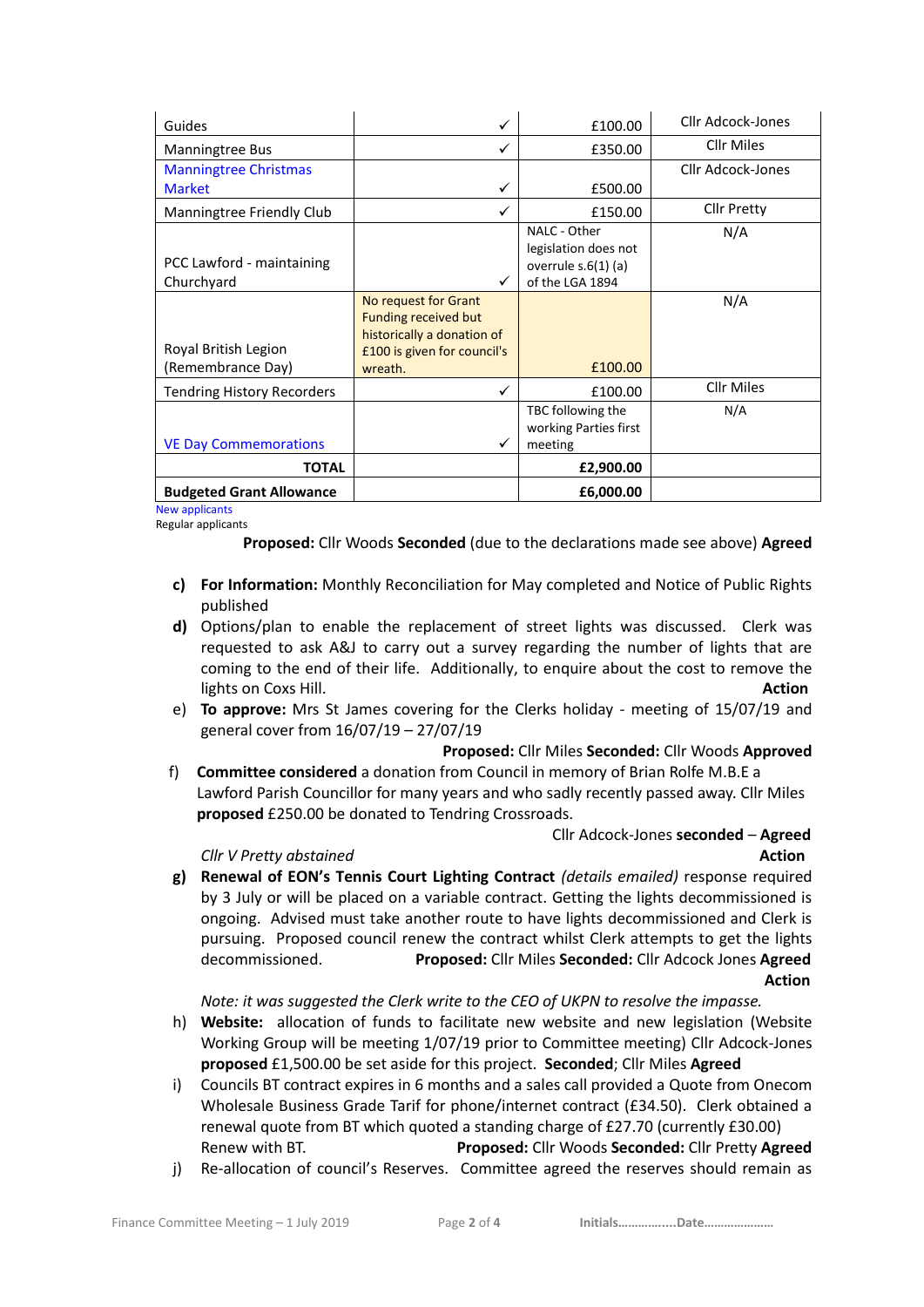| | | | |
|---|---|---|---|
| Guides | ✓ | £100.00 | Cllr Adcock-Jones |
| Manningtree Bus | ✓ | £350.00 | Cllr Miles |
| Manningtree Christmas Market | ✓ | £500.00 | Cllr Adcock-Jones |
| Manningtree Friendly Club | ✓ | £150.00 | Cllr Pretty |
| PCC Lawford - maintaining Churchyard | ✓ | NALC - Other legislation does not overrule s.6(1) (a) of the LGA 1894 | N/A |
| Royal British Legion (Remembrance Day) | No request for Grant Funding received but historically a donation of £100 is given for council's wreath. | £100.00 | N/A |
| Tendring History Recorders | ✓ | £100.00 | Cllr Miles |
| VE Day Commemorations | ✓ | TBC following the working Parties first meeting | N/A |
| **TOTAL** | | **£2,900.00** | |
| **Budgeted Grant Allowance** | | **£6,000.00** | |

New applicants
Regular applicants

**Proposed:** Cllr Woods **Seconded** (due to the declarations made see above) **Agreed**

c) **For Information:** Monthly Reconciliation for May completed and Notice of Public Rights published

d) Options/plan to enable the replacement of street lights was discussed. Clerk was requested to ask A&J to carry out a survey regarding the number of lights that are coming to the end of their life. Additionally, to enquire about the cost to remove the lights on Coxs Hill. **Action**

e) **To approve:** Mrs St James covering for the Clerks holiday - meeting of 15/07/19 and general cover from 16/07/19 – 27/07/19

**Proposed:** Cllr Miles **Seconded:** Cllr Woods **Approved**

f) **Committee considered** a donation from Council in memory of Brian Rolfe M.B.E a Lawford Parish Councillor for many years and who sadly recently passed away. Cllr Miles **proposed** £250.00 be donated to Tendring Crossroads.

Cllr Adcock-Jones **seconded** – **Agreed**

*Cllr V Pretty abstained* **Action**

g) **Renewal of EON's Tennis Court Lighting Contract** *(details emailed)* response required by 3 July or will be placed on a variable contract. Getting the lights decommissioned is ongoing. Advised must take another route to have lights decommissioned and Clerk is pursuing. Proposed council renew the contract whilst Clerk attempts to get the lights decommissioned. **Proposed:** Cllr Miles **Seconded:** Cllr Adcock Jones **Agreed** **Action**

*Note: it was suggested the Clerk write to the CEO of UKPN to resolve the impasse.*

h) **Website:** allocation of funds to facilitate new website and new legislation (Website Working Group will be meeting 1/07/19 prior to Committee meeting) Cllr Adcock-Jones **proposed** £1,500.00 be set aside for this project. **Seconded**; Cllr Miles **Agreed**

i) Councils BT contract expires in 6 months and a sales call provided a Quote from Onecom Wholesale Business Grade Tarif for phone/internet contract (£34.50). Clerk obtained a renewal quote from BT which quoted a standing charge of £27.70 (currently £30.00) Renew with BT. **Proposed:** Cllr Woods **Seconded:** Cllr Pretty **Agreed**

j) Re-allocation of council's Reserves. Committee agreed the reserves should remain as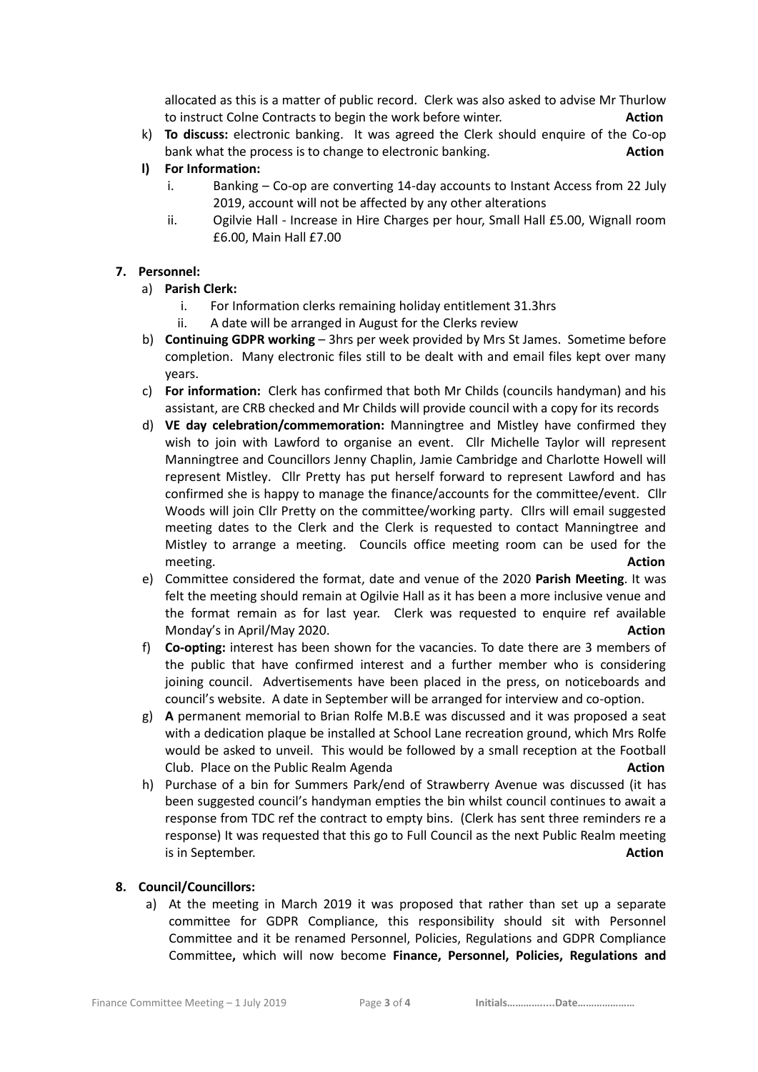allocated as this is a matter of public record. Clerk was also asked to advise Mr Thurlow to instruct Colne Contracts to begin the work before winter. **Action**

k) **To discuss:** electronic banking. It was agreed the Clerk should enquire of the Co-op bank what the process is to change to electronic banking. **Action**

**l) For Information:**

i. Banking – Co-op are converting 14-day accounts to Instant Access from 22 July 2019, account will not be affected by any other alterations

ii. Ogilvie Hall - Increase in Hire Charges per hour, Small Hall £5.00, Wignall room £6.00, Main Hall £7.00

**7. Personnel:**

a) **Parish Clerk:**

i. For Information clerks remaining holiday entitlement 31.3hrs

ii. A date will be arranged in August for the Clerks review

b) **Continuing GDPR working** – 3hrs per week provided by Mrs St James. Sometime before completion. Many electronic files still to be dealt with and email files kept over many years.

c) **For information:** Clerk has confirmed that both Mr Childs (councils handyman) and his assistant, are CRB checked and Mr Childs will provide council with a copy for its records

d) **VE day celebration/commemoration:** Manningtree and Mistley have confirmed they wish to join with Lawford to organise an event. Cllr Michelle Taylor will represent Manningtree and Councillors Jenny Chaplin, Jamie Cambridge and Charlotte Howell will represent Mistley. Cllr Pretty has put herself forward to represent Lawford and has confirmed she is happy to manage the finance/accounts for the committee/event. Cllr Woods will join Cllr Pretty on the committee/working party. Cllrs will email suggested meeting dates to the Clerk and the Clerk is requested to contact Manningtree and Mistley to arrange a meeting. Councils office meeting room can be used for the meeting. **Action**

e) Committee considered the format, date and venue of the 2020 **Parish Meeting**. It was felt the meeting should remain at Ogilvie Hall as it has been a more inclusive venue and the format remain as for last year. Clerk was requested to enquire ref available Monday's in April/May 2020. **Action**

f) **Co-opting:** interest has been shown for the vacancies. To date there are 3 members of the public that have confirmed interest and a further member who is considering joining council. Advertisements have been placed in the press, on noticeboards and council's website. A date in September will be arranged for interview and co-option.

g) **A** permanent memorial to Brian Rolfe M.B.E was discussed and it was proposed a seat with a dedication plaque be installed at School Lane recreation ground, which Mrs Rolfe would be asked to unveil. This would be followed by a small reception at the Football Club. Place on the Public Realm Agenda **Action**

h) Purchase of a bin for Summers Park/end of Strawberry Avenue was discussed (it has been suggested council's handyman empties the bin whilst council continues to await a response from TDC ref the contract to empty bins. (Clerk has sent three reminders re a response) It was requested that this go to Full Council as the next Public Realm meeting is in September. **Action**

**8. Council/Councillors:**

a) At the meeting in March 2019 it was proposed that rather than set up a separate committee for GDPR Compliance, this responsibility should sit with Personnel Committee and it be renamed Personnel, Policies, Regulations and GDPR Compliance Committee**,** which will now become **Finance, Personnel, Policies, Regulations and**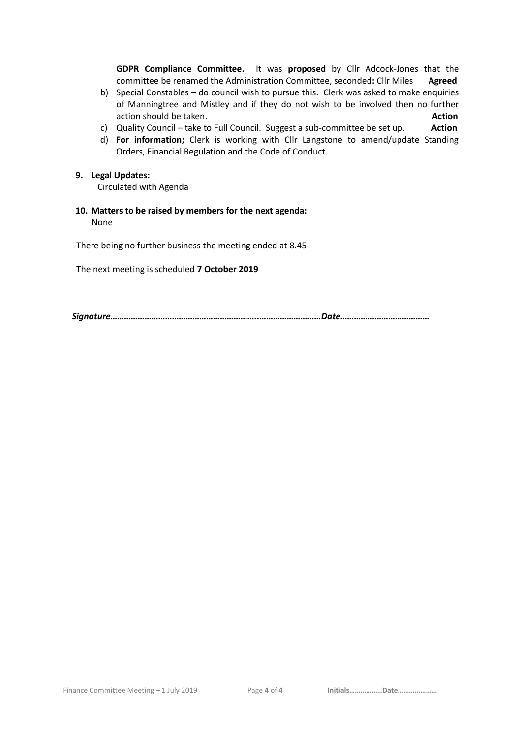**GDPR Compliance Committee.** It was **proposed** by Cllr Adcock-Jones that the committee be renamed the Administration Committee, seconded**:** Cllr Miles **Agreed**

b) Special Constables – do council wish to pursue this. Clerk was asked to make enquiries of Manningtree and Mistley and if they do not wish to be involved then no further action should be taken. **Action**

c) Quality Council – take to Full Council. Suggest a sub-committee be set up. **Action**

d) **For information;** Clerk is working with Cllr Langstone to amend/update Standing Orders, Financial Regulation and the Code of Conduct.

**9. Legal Updates:**

Circulated with Agenda

**10. Matters to be raised by members for the next agenda:**

None

There being no further business the meeting ended at 8.45

The next meeting is scheduled **7 October 2019**

***Signature…………………………………………………..………………………Date…………………………………***

Initials……………..Date…………………